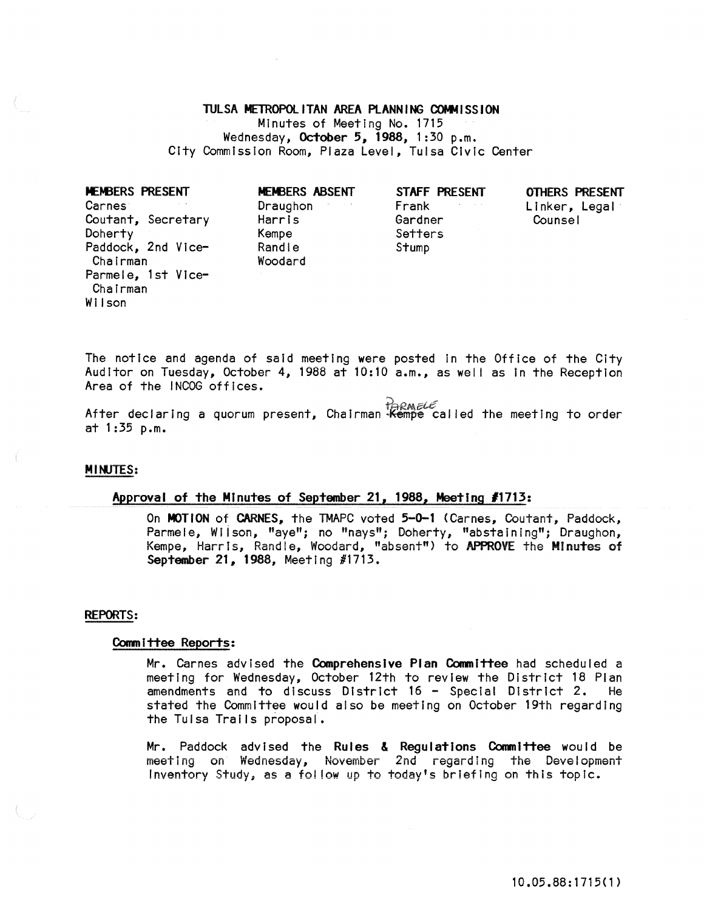# TULSA METROPOLITAN AREA PLANNING COMMISSION

Minutes of Meeting No. 1715
Wednesday, **October 5, 1988**, 1:30 p.m.
City Commission Room, Plaza Level, Tulsa Civic Center

| MEMBERS PRESENT | MEMBERS ABSENT | STAFF PRESENT | OTHERS PRESENT |
|---|---|---|---|
| Carnes | Draughon | Frank | Linker, Legal Counsel |
| Coutant, Secretary | Harris | Gardner | |
| Doherty | Kempe | Setters | |
| Paddock, 2nd Vice-Chairman | Randle | Stump | |
| Parmele, 1st Vice-Chairman | Woodard | | |
| Wilson | | | |

The notice and agenda of said meeting were posted in the Office of the City Auditor on Tuesday, October 4, 1988 at 10:10 a.m., as well as in the Reception Area of the INCOG offices.

After declaring a quorum present, Chairman ~~Kempe~~ Parmele called the meeting to order at 1:35 p.m.

## MINUTES:

### Approval of the Minutes of September 21, 1988, Meeting #1713:

On **MOTION** of **CARNES**, the TMAPC voted **5-0-1** (Carnes, Coutant, Paddock, Parmele, Wilson, "aye"; no "nays"; Doherty, "abstaining"; Draughon, Kempe, Harris, Randle, Woodard, "absent") to **APPROVE** the **Minutes of September 21, 1988**, Meeting #1713.

## REPORTS:

### Committee Reports:

Mr. Carnes advised the **Comprehensive Plan Committee** had scheduled a meeting for Wednesday, October 12th to review the District 18 Plan amendments and to discuss District 16 - Special District 2. He stated the Committee would also be meeting on October 19th regarding the Tulsa Trails proposal.

Mr. Paddock advised the **Rules & Regulations Committee** would be meeting on Wednesday, November 2nd regarding the Development Inventory Study, as a follow up to today's briefing on this topic.

10.05.88:1715(1)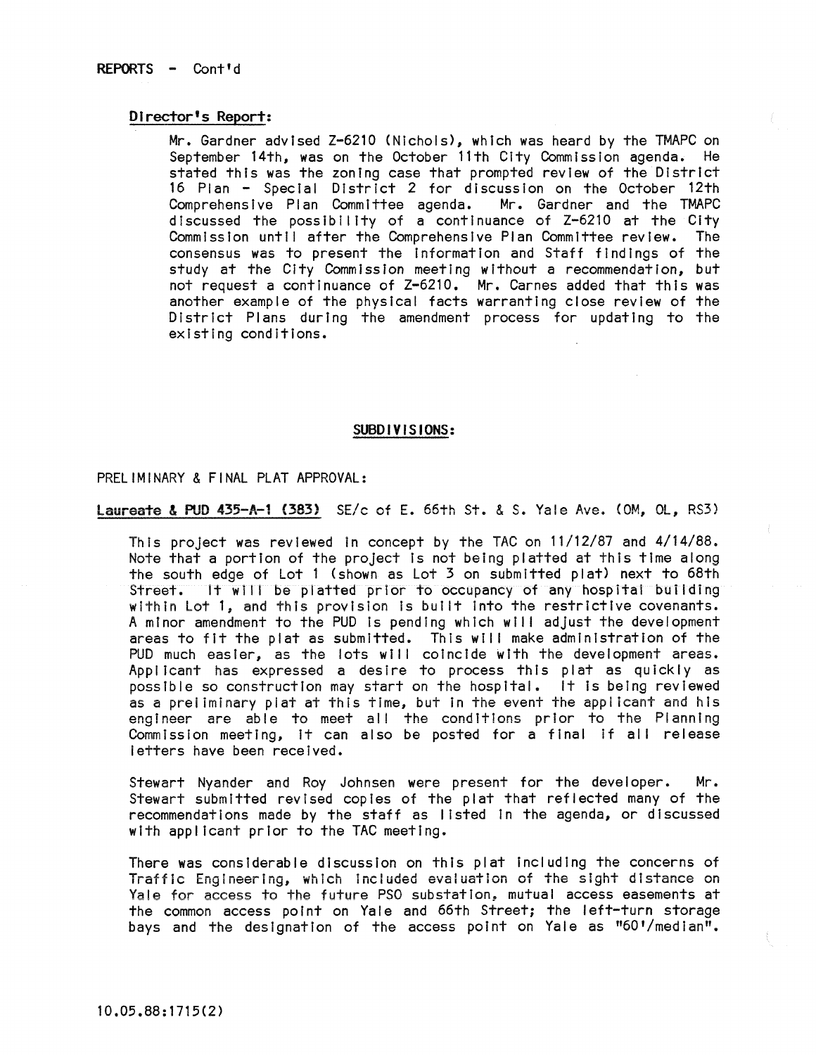REPORTS - Cont'd

**Director's Report:**

Mr. Gardner advised Z-6210 (Nichols), which was heard by the TMAPC on September 14th, was on the October 11th City Commission agenda. He stated this was the zoning case that prompted review of the District 16 Plan - Special District 2 for discussion on the October 12th Comprehensive Plan Committee agenda. Mr. Gardner and the TMAPC discussed the possibility of a continuance of Z-6210 at the City Commission until after the Comprehensive Plan Committee review. The consensus was to present the information and Staff findings of the study at the City Commission meeting without a recommendation, but not request a continuance of Z-6210. Mr. Carnes added that this was another example of the physical facts warranting close review of the District Plans during the amendment process for updating to the existing conditions.

## SUBDIVISIONS:

PRELIMINARY & FINAL PLAT APPROVAL:

**Laureate & PUD 435-A-1 (383)** SE/c of E. 66th St. & S. Yale Ave. (OM, OL, RS3)

This project was reviewed in concept by the TAC on 11/12/87 and 4/14/88. Note that a portion of the project is not being platted at this time along the south edge of Lot 1 (shown as Lot 3 on submitted plat) next to 68th Street. It will be platted prior to occupancy of any hospital building within Lot 1, and this provision is built into the restrictive covenants. A minor amendment to the PUD is pending which will adjust the development areas to fit the plat as submitted. This will make administration of the PUD much easier, as the lots will coincide with the development areas. Applicant has expressed a desire to process this plat as quickly as possible so construction may start on the hospital. It is being reviewed as a preliminary plat at this time, but in the event the applicant and his engineer are able to meet all the conditions prior to the Planning Commission meeting, it can also be posted for a final if all release letters have been received.

Stewart Nyander and Roy Johnsen were present for the developer. Mr. Stewart submitted revised copies of the plat that reflected many of the recommendations made by the staff as listed in the agenda, or discussed with applicant prior to the TAC meeting.

There was considerable discussion on this plat including the concerns of Traffic Engineering, which included evaluation of the sight distance on Yale for access to the future PSO substation, mutual access easements at the common access point on Yale and 66th Street; the left-turn storage bays and the designation of the access point on Yale as "60'/median".

10.05.88:1715(2)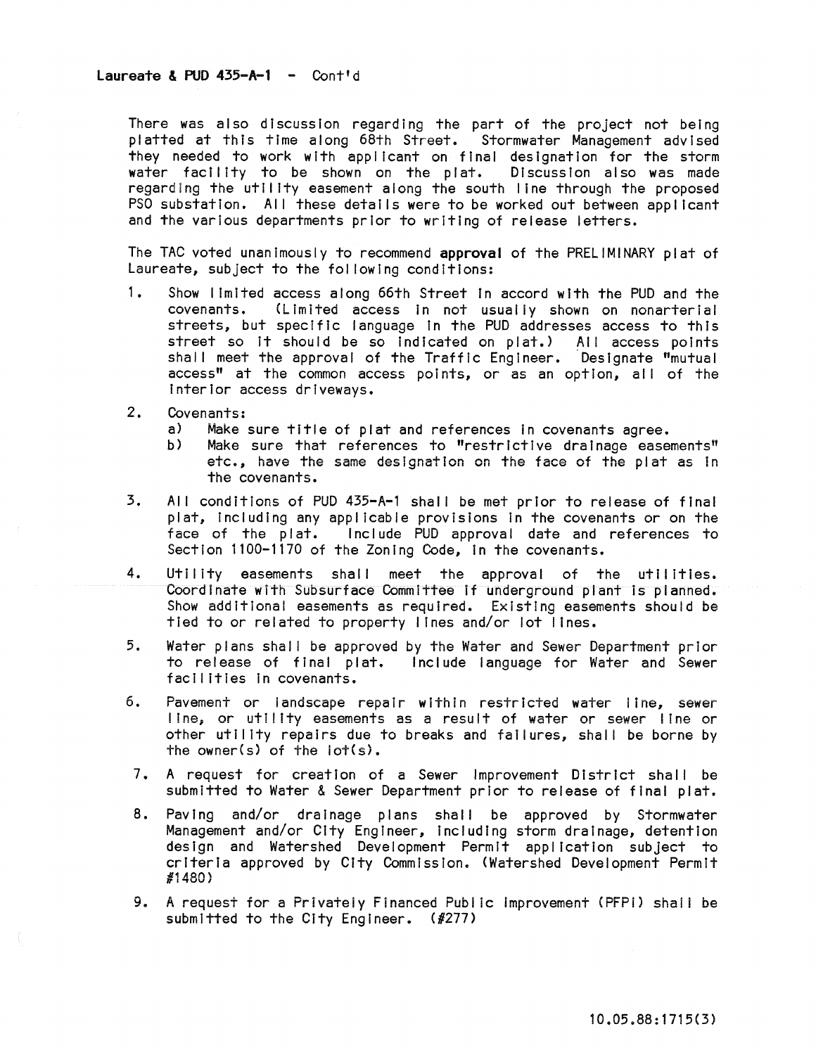**Laureate & PUD 435-A-1** - Cont'd

There was also discussion regarding the part of the project not being platted at this time along 68th Street. Stormwater Management advised they needed to work with applicant on final designation for the storm water facility to be shown on the plat. Discussion also was made regarding the utility easement along the south line through the proposed PSO substation. All these details were to be worked out between applicant and the various departments prior to writing of release letters.

The TAC voted unanimously to recommend **approval** of the PRELIMINARY plat of Laureate, subject to the following conditions:

1. Show limited access along 66th Street in accord with the PUD and the covenants. (Limited access in not usually shown on nonarterial streets, but specific language in the PUD addresses access to this street so it should be so indicated on plat.) All access points shall meet the approval of the Traffic Engineer. Designate "mutual access" at the common access points, or as an option, all of the interior access driveways.

2. Covenants:
   a) Make sure title of plat and references in covenants agree.
   b) Make sure that references to "restrictive drainage easements" etc., have the same designation on the face of the plat as in the covenants.

3. All conditions of PUD 435-A-1 shall be met prior to release of final plat, including any applicable provisions in the covenants or on the face of the plat. Include PUD approval date and references to Section 1100-1170 of the Zoning Code, in the covenants.

4. Utility easements shall meet the approval of the utilities. Coordinate with Subsurface Committee if underground plant is planned. Show additional easements as required. Existing easements should be tied to or related to property lines and/or lot lines.

5. Water plans shall be approved by the Water and Sewer Department prior to release of final plat. Include language for Water and Sewer facilities in covenants.

6. Pavement or landscape repair within restricted water line, sewer line, or utility easements as a result of water or sewer line or other utility repairs due to breaks and failures, shall be borne by the owner(s) of the lot(s).

7. A request for creation of a Sewer Improvement District shall be submitted to Water & Sewer Department prior to release of final plat.

8. Paving and/or drainage plans shall be approved by Stormwater Management and/or City Engineer, including storm drainage, detention design and Watershed Development Permit application subject to criteria approved by City Commission. (Watershed Development Permit #1480)

9. A request for a Privately Financed Public Improvement (PFPI) shall be submitted to the City Engineer. (#277)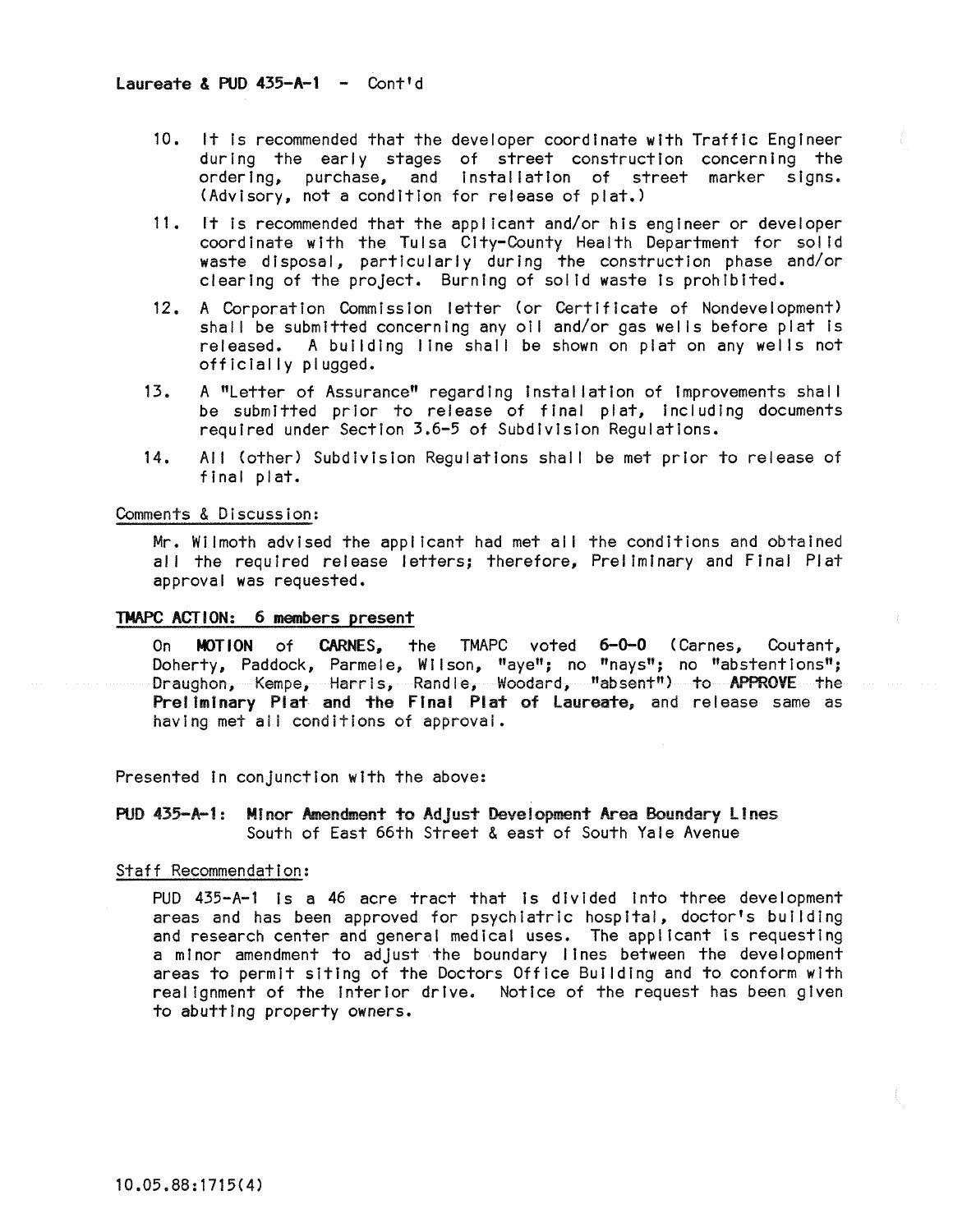**Laureate & PUD 435-A-1** - Cont'd

10. It is recommended that the developer coordinate with Traffic Engineer during the early stages of street construction concerning the ordering, purchase, and installation of street marker signs. (Advisory, not a condition for release of plat.)

11. It is recommended that the applicant and/or his engineer or developer coordinate with the Tulsa City-County Health Department for solid waste disposal, particularly during the construction phase and/or clearing of the project. Burning of solid waste is prohibited.

12. A Corporation Commission letter (or Certificate of Nondevelopment) shall be submitted concerning any oil and/or gas wells before plat is released. A building line shall be shown on plat on any wells not officially plugged.

13. A "Letter of Assurance" regarding installation of improvements shall be submitted prior to release of final plat, including documents required under Section 3.6-5 of Subdivision Regulations.

14. All (other) Subdivision Regulations shall be met prior to release of final plat.

Comments & Discussion:

Mr. Wilmoth advised the applicant had met all the conditions and obtained all the required release letters; therefore, Preliminary and Final Plat approval was requested.

**TMAPC ACTION: 6 members present**

On **MOTION** of **CARNES**, the TMAPC voted **6-0-0** (Carnes, Coutant, Doherty, Paddock, Parmele, Wilson, "aye"; no "nays"; no "abstentions"; Draughon, Kempe, Harris, Randle, Woodard, "absent") to **APPROVE** the **Preliminary Plat and the Final Plat of Laureate**, and release same as having met all conditions of approval.

Presented in conjunction with the above:

**PUD 435-A-1: Minor Amendment to Adjust Development Area Boundary Lines**
South of East 66th Street & east of South Yale Avenue

Staff Recommendation:

PUD 435-A-1 is a 46 acre tract that is divided into three development areas and has been approved for psychiatric hospital, doctor's building and research center and general medical uses. The applicant is requesting a minor amendment to adjust the boundary lines between the development areas to permit siting of the Doctors Office Building and to conform with realignment of the interior drive. Notice of the request has been given to abutting property owners.

10.05.88:1715(4)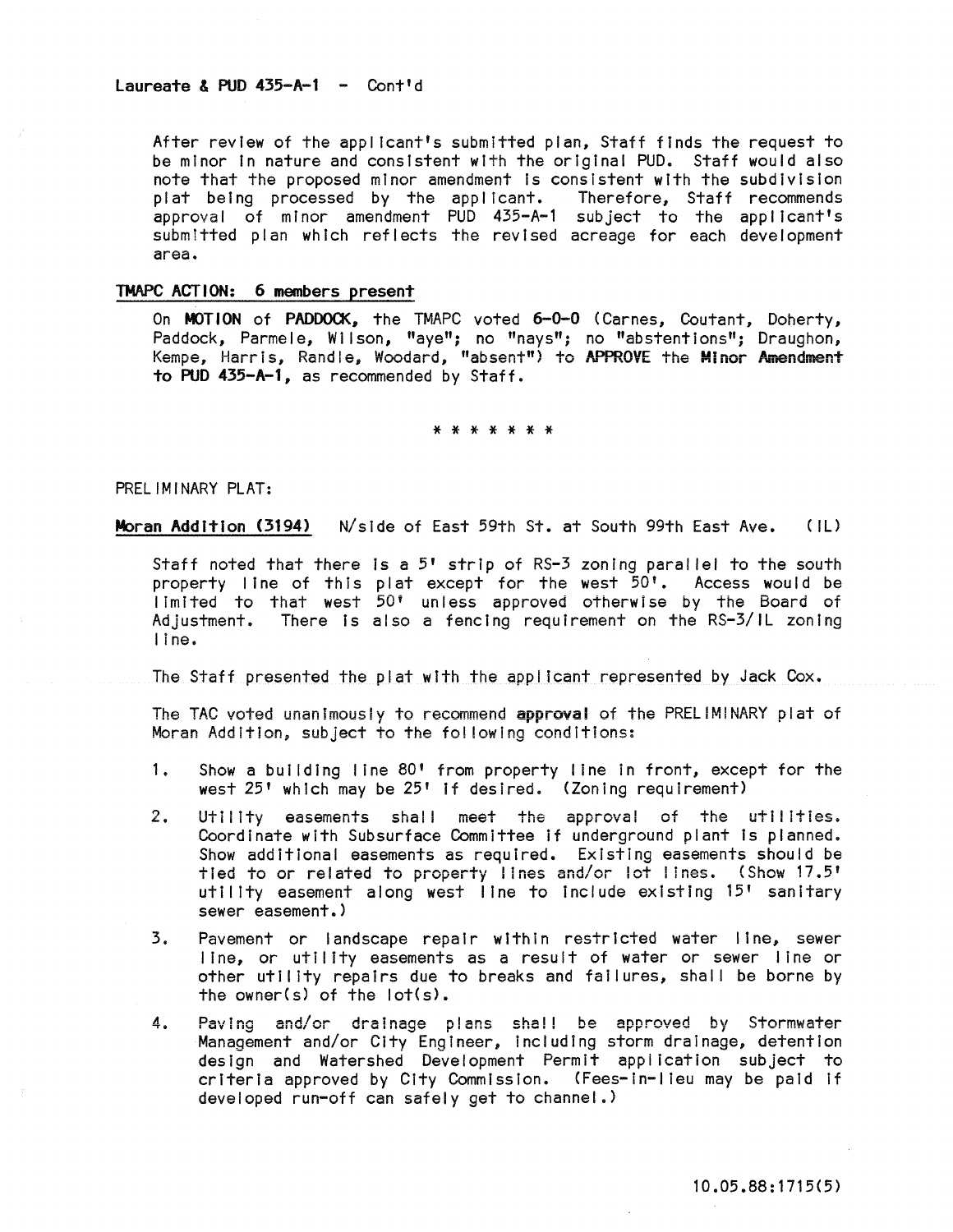Laureate & PUD 435-A-1 - Cont'd

After review of the applicant's submitted plan, Staff finds the request to be minor in nature and consistent with the original PUD. Staff would also note that the proposed minor amendment is consistent with the subdivision plat being processed by the applicant. Therefore, Staff recommends approval of minor amendment PUD 435-A-1 subject to the applicant's submitted plan which reflects the revised acreage for each development area.

**TMAPC ACTION: 6 members present**

On **MOTION** of **PADDOCK**, the TMAPC voted **6-0-0** (Carnes, Coutant, Doherty, Paddock, Parmele, Wilson, "aye"; no "nays"; no "abstentions"; Draughon, Kempe, Harris, Randle, Woodard, "absent") to **APPROVE** the **Minor Amendment to PUD 435-A-1**, as recommended by Staff.

* * * * * * *

PRELIMINARY PLAT:

**Moran Addition (3194)** N/side of East 59th St. at South 99th East Ave. (IL)

Staff noted that there is a 5' strip of RS-3 zoning parallel to the south property line of this plat except for the west 50'. Access would be limited to that west 50' unless approved otherwise by the Board of Adjustment. There is also a fencing requirement on the RS-3/IL zoning line.

The Staff presented the plat with the applicant represented by Jack Cox.

The TAC voted unanimously to recommend **approval** of the PRELIMINARY plat of Moran Addition, subject to the following conditions:

1. Show a building line 80' from property line in front, except for the west 25' which may be 25' if desired. (Zoning requirement)

2. Utility easements shall meet the approval of the utilities. Coordinate with Subsurface Committee if underground plant is planned. Show additional easements as required. Existing easements should be tied to or related to property lines and/or lot lines. (Show 17.5' utility easement along west line to include existing 15' sanitary sewer easement.)

3. Pavement or landscape repair within restricted water line, sewer line, or utility easements as a result of water or sewer line or other utility repairs due to breaks and failures, shall be borne by the owner(s) of the lot(s).

4. Paving and/or drainage plans shall be approved by Stormwater Management and/or City Engineer, including storm drainage, detention design and Watershed Development Permit application subject to criteria approved by City Commission. (Fees-in-lieu may be paid if developed run-off can safely get to channel.)

10.05.88:1715(5)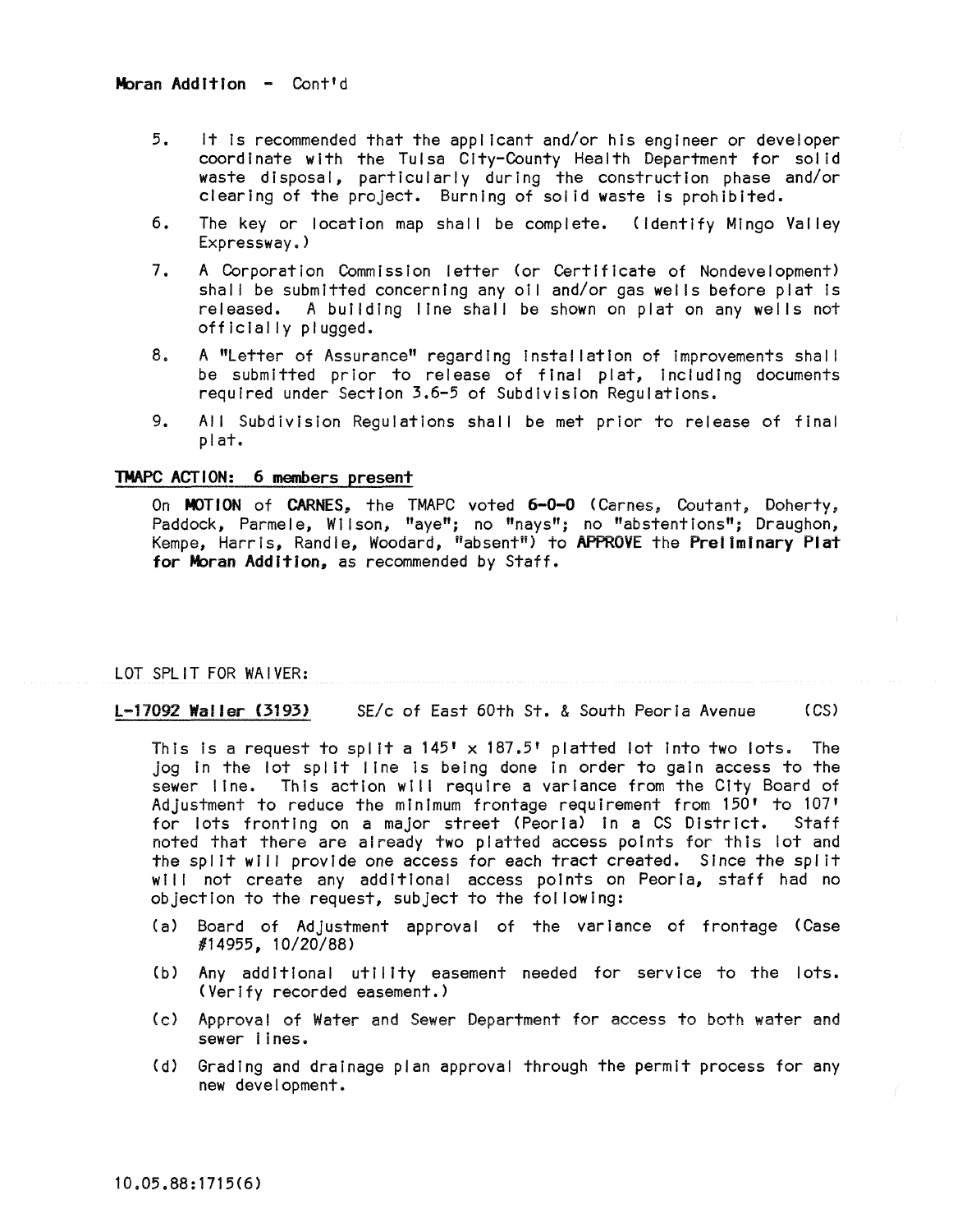**Moran Addition** - Cont'd

5. It is recommended that the applicant and/or his engineer or developer coordinate with the Tulsa City-County Health Department for solid waste disposal, particularly during the construction phase and/or clearing of the project. Burning of solid waste is prohibited.

6. The key or location map shall be complete. (Identify Mingo Valley Expressway.)

7. A Corporation Commission letter (or Certificate of Nondevelopment) shall be submitted concerning any oil and/or gas wells before plat is released. A building line shall be shown on plat on any wells not officially plugged.

8. A "Letter of Assurance" regarding installation of improvements shall be submitted prior to release of final plat, including documents required under Section 3.6-5 of Subdivision Regulations.

9. All Subdivision Regulations shall be met prior to release of final plat.

**TMAPC ACTION: 6 members present**

On **MOTION** of **CARNES**, the TMAPC voted **6-0-0** (Carnes, Coutant, Doherty, Paddock, Parmele, Wilson, "aye"; no "nays"; no "abstentions"; Draughon, Kempe, Harris, Randle, Woodard, "absent") to **APPROVE** the **Preliminary Plat for Moran Addition**, as recommended by Staff.

LOT SPLIT FOR WAIVER:

L-17092 Waller (3193) SE/c of East 60th St. & South Peoria Avenue (CS)

This is a request to split a 145' x 187.5' platted lot into two lots. The jog in the lot split line is being done in order to gain access to the sewer line. This action will require a variance from the City Board of Adjustment to reduce the minimum frontage requirement from 150' to 107' for lots fronting on a major street (Peoria) in a CS District. Staff noted that there are already two platted access points for this lot and the split will provide one access for each tract created. Since the split will not create any additional access points on Peoria, staff had no objection to the request, subject to the following:

(a) Board of Adjustment approval of the variance of frontage (Case #14955, 10/20/88)

(b) Any additional utility easement needed for service to the lots. (Verify recorded easement.)

(c) Approval of Water and Sewer Department for access to both water and sewer lines.

(d) Grading and drainage plan approval through the permit process for any new development.

10.05.88:1715(6)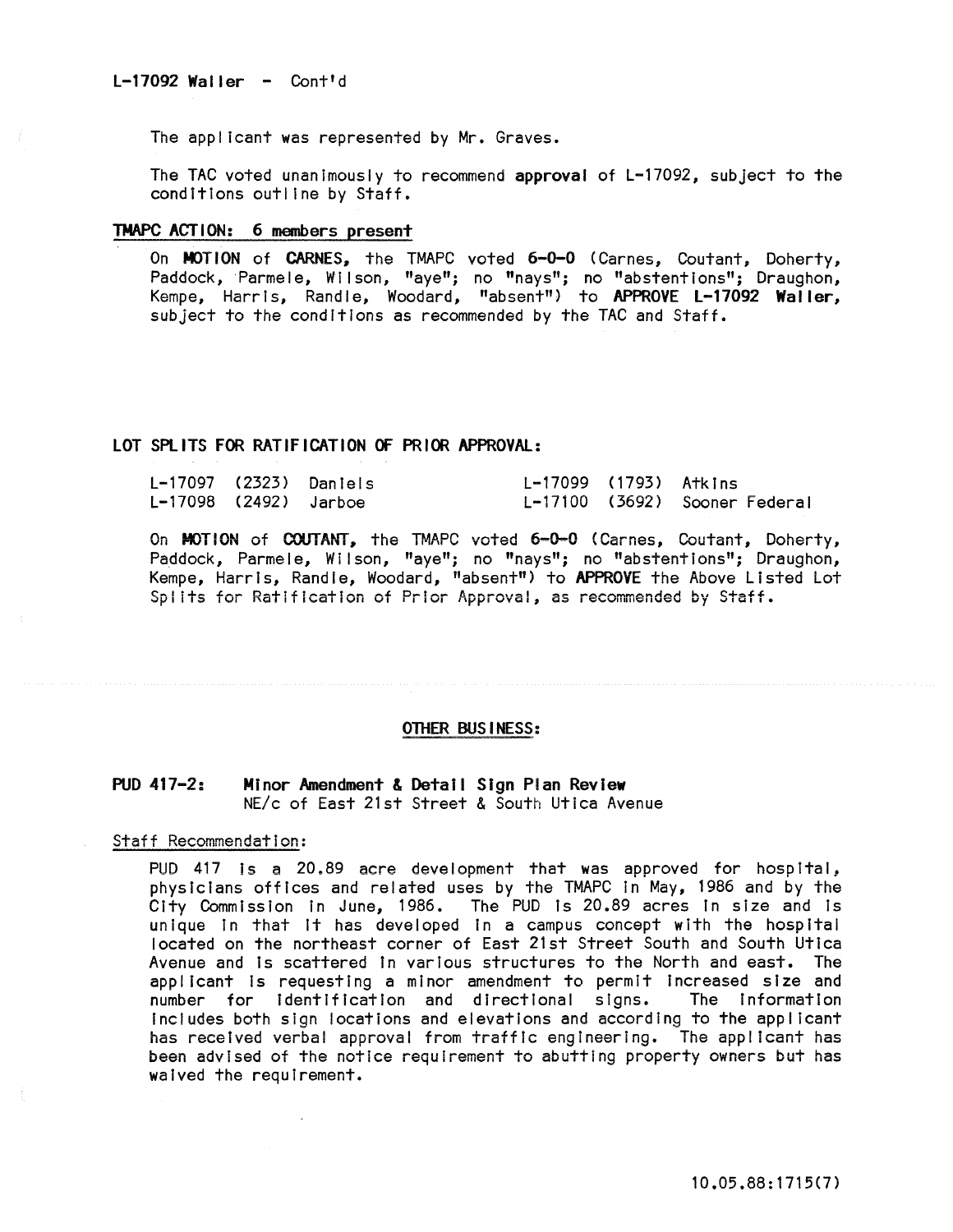L-17092 Waller - Cont'd

The applicant was represented by Mr. Graves.

The TAC voted unanimously to recommend **approval** of L-17092, subject to the conditions outline by Staff.

**TMAPC ACTION: 6 members present**

On **MOTION** of **CARNES**, the TMAPC voted **6-0-0** (Carnes, Coutant, Doherty, Paddock, Parmele, Wilson, "aye"; no "nays"; no "abstentions"; Draughon, Kempe, Harris, Randle, Woodard, "absent") to **APPROVE L-17092 Waller**, subject to the conditions as recommended by the TAC and Staff.

**LOT SPLITS FOR RATIFICATION OF PRIOR APPROVAL:**

| | | | | | |
|---|---|---|---|---|---|
| L-17097 | (2323) | Daniels | L-17099 | (1793) | Atkins |
| L-17098 | (2492) | Jarboe | L-17100 | (3692) | Sooner Federal |

On **MOTION** of **COUTANT**, the TMAPC voted **6-0-0** (Carnes, Coutant, Doherty, Paddock, Parmele, Wilson, "aye"; no "nays"; no "abstentions"; Draughon, Kempe, Harris, Randle, Woodard, "absent") to **APPROVE** the Above Listed Lot Splits for Ratification of Prior Approval, as recommended by Staff.

**OTHER BUSINESS:**

**PUD 417-2: Minor Amendment & Detail Sign Plan Review**
NE/c of East 21st Street & South Utica Avenue

Staff Recommendation:

PUD 417 is a 20.89 acre development that was approved for hospital, physicians offices and related uses by the TMAPC in May, 1986 and by the City Commission in June, 1986. The PUD is 20.89 acres in size and is unique in that it has developed in a campus concept with the hospital located on the northeast corner of East 21st Street South and South Utica Avenue and is scattered in various structures to the North and east. The applicant is requesting a minor amendment to permit increased size and number for identification and directional signs. The information includes both sign locations and elevations and according to the applicant has received verbal approval from traffic engineering. The applicant has been advised of the notice requirement to abutting property owners but has waived the requirement.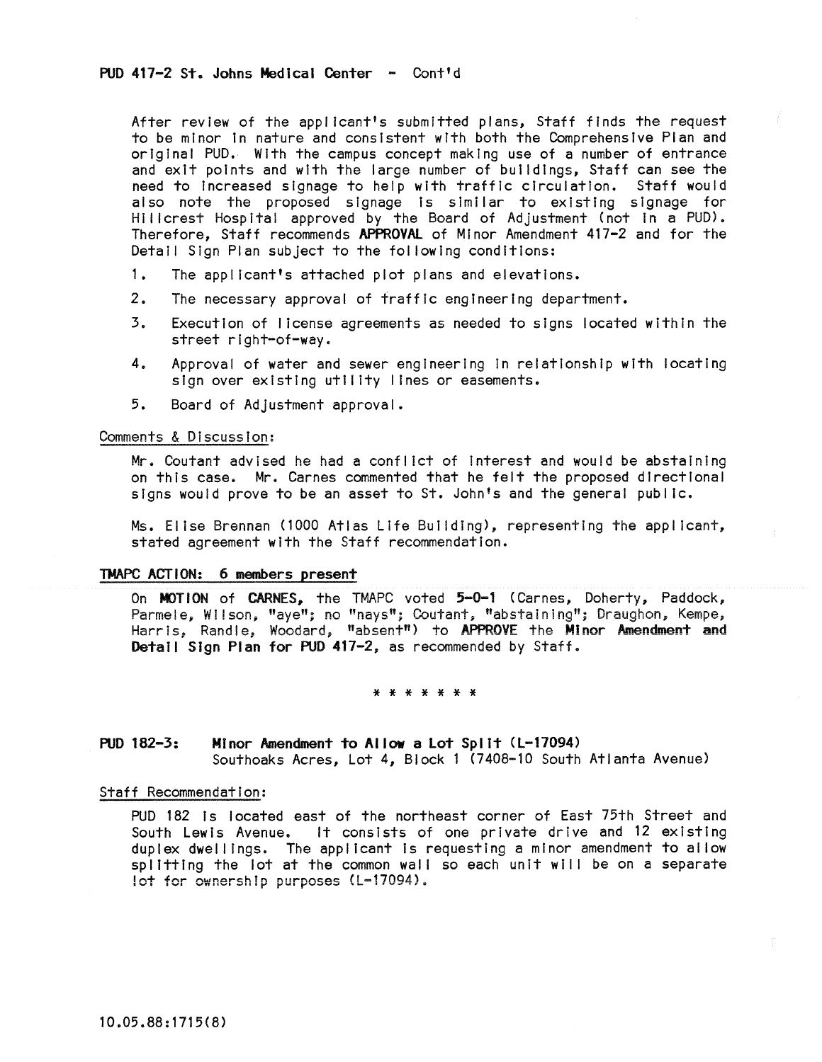**PUD 417-2 St. Johns Medical Center - Cont'd**

After review of the applicant's submitted plans, Staff finds the request to be minor in nature and consistent with both the Comprehensive Plan and original PUD. With the campus concept making use of a number of entrance and exit points and with the large number of buildings, Staff can see the need to increased signage to help with traffic circulation. Staff would also note the proposed signage is similar to existing signage for Hillcrest Hospital approved by the Board of Adjustment (not in a PUD). Therefore, Staff recommends **APPROVAL** of Minor Amendment 417-2 and for the Detail Sign Plan subject to the following conditions:

1. The applicant's attached plot plans and elevations.
2. The necessary approval of traffic engineering department.
3. Execution of license agreements as needed to signs located within the street right-of-way.
4. Approval of water and sewer engineering in relationship with locating sign over existing utility lines or easements.
5. Board of Adjustment approval.

Comments & Discussion:

Mr. Coutant advised he had a conflict of interest and would be abstaining on this case. Mr. Carnes commented that he felt the proposed directional signs would prove to be an asset to St. John's and the general public.

Ms. Elise Brennan (1000 Atlas Life Building), representing the applicant, stated agreement with the Staff recommendation.

**TMAPC ACTION: 6 members present**

On **MOTION** of **CARNES**, the TMAPC voted **5-0-1** (Carnes, Doherty, Paddock, Parmele, Wilson, "aye"; no "nays"; Coutant, "abstaining"; Draughon, Kempe, Harris, Randle, Woodard, "absent") to **APPROVE** the **Minor Amendment and Detail Sign Plan for PUD 417-2**, as recommended by Staff.

* * * * * * *

**PUD 182-3: Minor Amendment to Allow a Lot Split (L-17094)**
Southoaks Acres, Lot 4, Block 1 (7408-10 South Atlanta Avenue)

Staff Recommendation:

PUD 182 is located east of the northeast corner of East 75th Street and South Lewis Avenue. It consists of one private drive and 12 existing duplex dwellings. The applicant is requesting a minor amendment to allow splitting the lot at the common wall so each unit will be on a separate lot for ownership purposes (L-17094).

10.05.88:1715(8)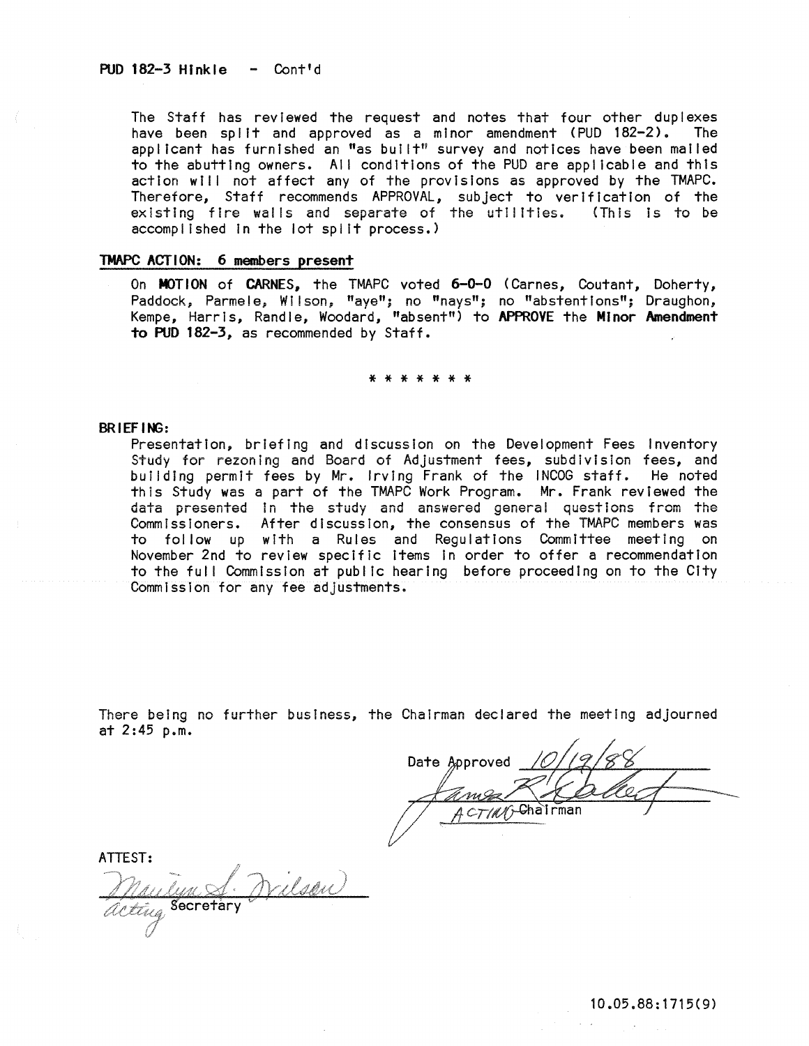**PUD 182-3 Hinkle - Cont'd**

The Staff has reviewed the request and notes that four other duplexes have been split and approved as a minor amendment (PUD 182-2). The applicant has furnished an "as built" survey and notices have been mailed to the abutting owners. All conditions of the PUD are applicable and this action will not affect any of the provisions as approved by the TMAPC. Therefore, Staff recommends APPROVAL, subject to verification of the existing fire walls and separate of the utilities. (This is to be accomplished in the lot split process.)

**TMAPC ACTION: 6 members present**

On **MOTION** of **CARNES**, the TMAPC voted **6-0-0** (Carnes, Coutant, Doherty, Paddock, Parmele, Wilson, "aye"; no "nays"; no "abstentions"; Draughon, Kempe, Harris, Randle, Woodard, "absent") to **APPROVE** the **Minor Amendment to PUD 182-3**, as recommended by Staff.

* * * * * * *

**BRIEFING:**

Presentation, briefing and discussion on the Development Fees Inventory Study for rezoning and Board of Adjustment fees, subdivision fees, and building permit fees by Mr. Irving Frank of the INCOG staff. He noted this Study was a part of the TMAPC Work Program. Mr. Frank reviewed the data presented in the study and answered general questions from the Commissioners. After discussion, the consensus of the TMAPC members was to follow up with a Rules and Regulations Committee meeting on November 2nd to review specific items in order to offer a recommendation to the full Commission at public hearing before proceeding on to the City Commission for any fee adjustments.

There being no further business, the Chairman declared the meeting adjourned at 2:45 p.m.

Date Approved 10/19/88

James R. Coutant
ACTING Chairman

ATTEST:

Marilyn S. Wilson
acting Secretary

10.05.88:1715(9)